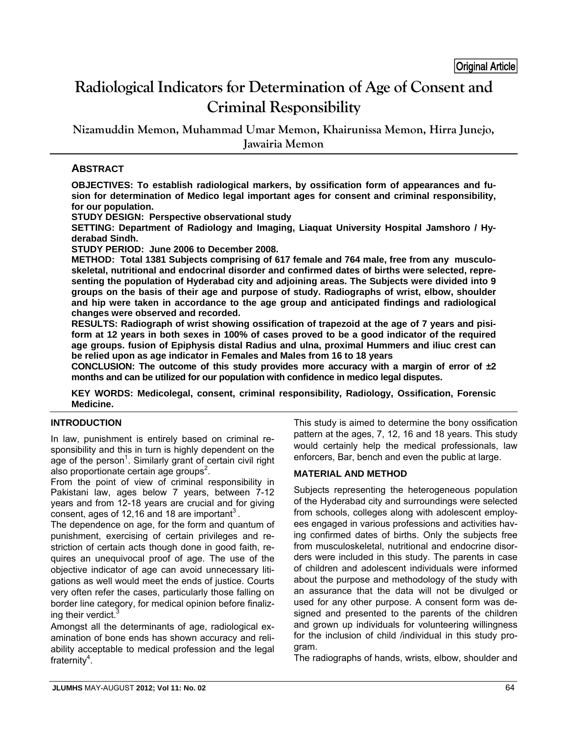Original Article

# Radiological Indicators for Determination of Age of Consent and Criminal Responsibility

Nizamuddin Memon, Muhammad Umar Memon, Khairunissa Memon, Hirra Junejo, Jawairia Memon

## ABSTRACT

**OBJECTIVES: To establish radiological markers, by ossification form of appearances and fusion for determination of Medico legal important ages for consent and criminal responsibility, for our population.**

**STUDY DESIGN: Perspective observational study**

**SETTING: Department of Radiology and Imaging, Liaquat University Hospital Jamshoro / Hyderabad Sindh.**

**STUDY PERIOD: June 2006 to December 2008.**

**METHOD: Total 1381 Subjects comprising of 617 female and 764 male, free from any musculoskeletal, nutritional and endocrinal disorder and confirmed dates of births were selected, representing the population of Hyderabad city and adjoining areas. The Subjects were divided into 9 groups on the basis of their age and purpose of study. Radiographs of wrist, elbow, shoulder and hip were taken in accordance to the age group and anticipated findings and radiological changes were observed and recorded.**

**RESULTS: Radiograph of wrist showing ossification of trapezoid at the age of 7 years and pisiform at 12 years in both sexes in 100% of cases proved to be a good indicator of the required age groups. fusion of Epiphysis distal Radius and ulna, proximal Hummers and iliuc crest can be relied upon as age indicator in Females and Males from 16 to 18 years**

**CONCLUSION: The outcome of this study provides more accuracy with a margin of error of ±2 months and can be utilized for our population with confidence in medico legal disputes.**

**KEY WORDS: Medicolegal, consent, criminal responsibility, Radiology, Ossification, Forensic Medicine.**

## INTRODUCTION

In law, punishment is entirely based on criminal responsibility and this in turn is highly dependent on the age of the person[1]. Similarly grant of certain civil right also proportionate certain age groups[2].

From the point of view of criminal responsibility in Pakistani law, ages below 7 years, between 7-12 years and from 12-18 years are crucial and for giving consent, ages of 12,16 and 18 are important[3].

The dependence on age, for the form and quantum of punishment, exercising of certain privileges and restriction of certain acts though done in good faith, requires an unequivocal proof of age. The use of the objective indicator of age can avoid unnecessary litigations as well would meet the ends of justice. Courts very often refer the cases, particularly those falling on border line category, for medical opinion before finalizing their verdict.[3]

Amongst all the determinants of age, radiological examination of bone ends has shown accuracy and reliability acceptable to medical profession and the legal fraternity[4].

This study is aimed to determine the bony ossification pattern at the ages, 7, 12, 16 and 18 years. This study would certainly help the medical professionals, law enforcers, Bar, bench and even the public at large.

## MATERIAL AND METHOD

Subjects representing the heterogeneous population of the Hyderabad city and surroundings were selected from schools, colleges along with adolescent employees engaged in various professions and activities having confirmed dates of births. Only the subjects free from musculoskeletal, nutritional and endocrine disorders were included in this study. The parents in case of children and adolescent individuals were informed about the purpose and methodology of the study with an assurance that the data will not be divulged or used for any other purpose. A consent form was designed and presented to the parents of the children and grown up individuals for volunteering willingness for the inclusion of child /individual in this study program.

The radiographs of hands, wrists, elbow, shoulder and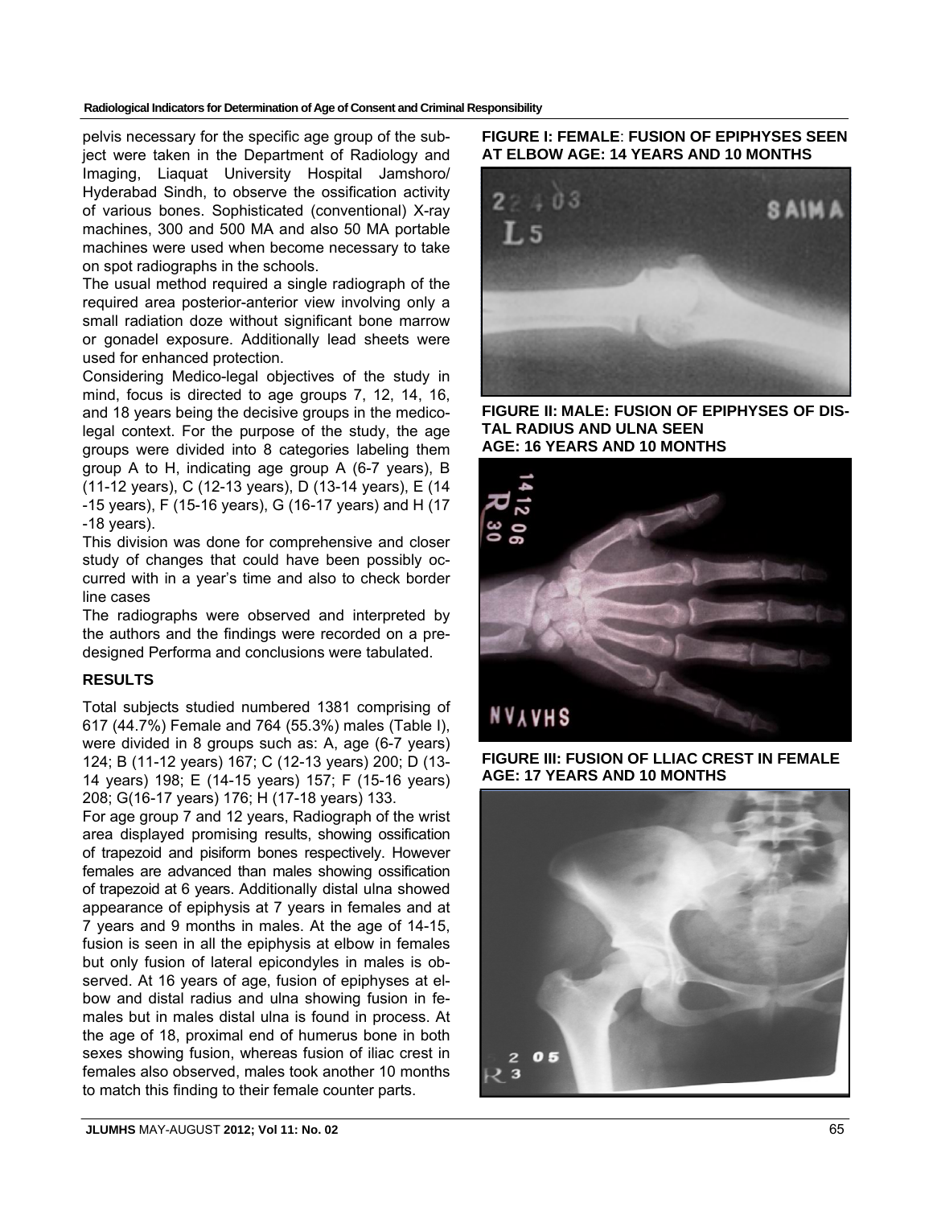pelvis necessary for the specific age group of the subject were taken in the Department of Radiology and Imaging, Liaquat University Hospital Jamshoro/ Hyderabad Sindh, to observe the ossification activity of various bones. Sophisticated (conventional) X-ray machines, 300 and 500 MA and also 50 MA portable machines were used when become necessary to take on spot radiographs in the schools.

The usual method required a single radiograph of the required area posterior-anterior view involving only a small radiation doze without significant bone marrow or gonadel exposure. Additionally lead sheets were used for enhanced protection.

Considering Medico-legal objectives of the study in mind, focus is directed to age groups 7, 12, 14, 16, and 18 years being the decisive groups in the medico-legal context. For the purpose of the study, the age groups were divided into 8 categories labeling them group A to H, indicating age group A (6-7 years), B (11-12 years), C (12-13 years), D (13-14 years), E (14 -15 years), F (15-16 years), G (16-17 years) and H (17 -18 years).

This division was done for comprehensive and closer study of changes that could have been possibly occurred with in a year's time and also to check border line cases

The radiographs were observed and interpreted by the authors and the findings were recorded on a pre-designed Performa and conclusions were tabulated.

## RESULTS

Total subjects studied numbered 1381 comprising of 617 (44.7%) Female and 764 (55.3%) males (Table I), were divided in 8 groups such as: A, age (6-7 years) 124; B (11-12 years) 167; C (12-13 years) 200; D (13-14 years) 198; E (14-15 years) 157; F (15-16 years) 208; G(16-17 years) 176; H (17-18 years) 133.

For age group 7 and 12 years, Radiograph of the wrist area displayed promising results, showing ossification of trapezoid and pisiform bones respectively. However females are advanced than males showing ossification of trapezoid at 6 years. Additionally distal ulna showed appearance of epiphysis at 7 years in females and at 7 years and 9 months in males. At the age of 14-15, fusion is seen in all the epiphysis at elbow in females but only fusion of lateral epicondyles in males is observed. At 16 years of age, fusion of epiphyses at elbow and distal radius and ulna showing fusion in females but in males distal ulna is found in process. At the age of 18, proximal end of humerus bone in both sexes showing fusion, whereas fusion of iliac crest in females also observed, males took another 10 months to match this finding to their female counter parts.

**FIGURE I: FEMALE: FUSION OF EPIPHYSES SEEN AT ELBOW AGE: 14 YEARS AND 10 MONTHS**

**FIGURE II: MALE: FUSION OF EPIPHYSES OF DISTAL RADIUS AND ULNA SEEN AGE: 16 YEARS AND 10 MONTHS**

**FIGURE III: FUSION OF LLIAC CREST IN FEMALE AGE: 17 YEARS AND 10 MONTHS**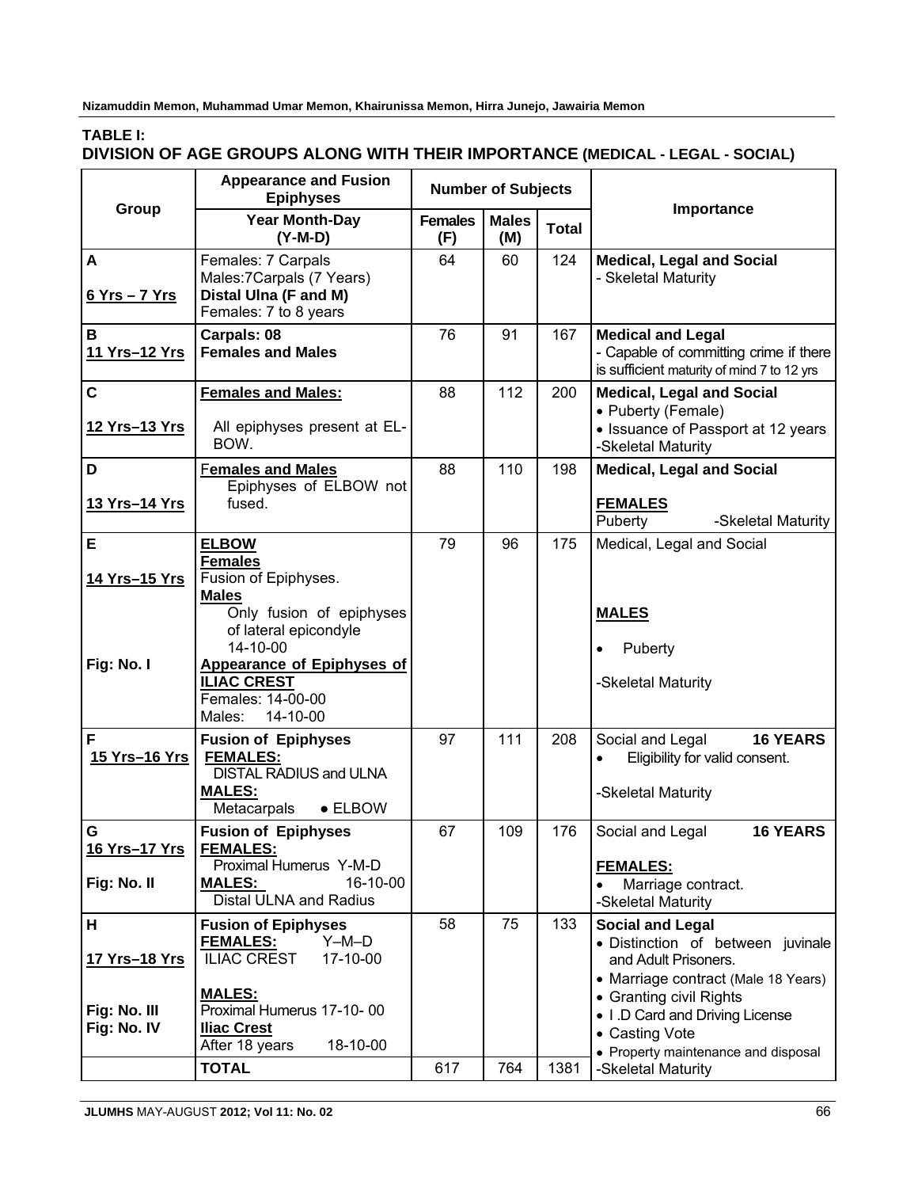**TABLE I:**

**DIVISION OF AGE GROUPS ALONG WITH THEIR IMPORTANCE (MEDICAL - LEGAL - SOCIAL)**

| Group | Appearance and Fusion Epiphyses | Number of Subjects | | | Importance |
|---|---|---|---|---|---|
| | Year Month-Day (Y-M-D) | Females (F) | Males (M) | Total | |
| A<br>6 Yrs – 7 Yrs | Females: 7 Carpals<br>Males:7Carpals (7 Years)<br>**Distal Ulna (F and M)**<br>Females: 7 to 8 years | 64 | 60 | 124 | **Medical, Legal and Social**<br>- Skeletal Maturity |
| B<br>11 Yrs–12 Yrs | **Carpals: 08**<br>**Females and Males** | 76 | 91 | 167 | **Medical and Legal**<br>- Capable of committing crime if there is sufficient maturity of mind 7 to 12 yrs |
| C<br>12 Yrs–13 Yrs | **Females and Males:**<br>All epiphyses present at ELBOW. | 88 | 112 | 200 | **Medical, Legal and Social**<br>• Puberty (Female)<br>• Issuance of Passport at 12 years<br>-Skeletal Maturity |
| D<br>13 Yrs–14 Yrs | **Females and Males**<br>Epiphyses of ELBOW not fused. | 88 | 110 | 198 | **Medical, Legal and Social**<br>**FEMALES**<br>Puberty -Skeletal Maturity |
| E<br>14 Yrs–15 Yrs<br>Fig: No. I | **ELBOW**<br>**Females**<br>Fusion of Epiphyses.<br>**Males**<br>Only fusion of epiphyses of lateral epicondyle<br>14-10-00<br>**Appearance of Epiphyses of ILIAC CREST**<br>Females: 14-00-00<br>Males: 14-10-00 | 79 | 96 | 175 | Medical, Legal and Social<br>**MALES**<br>• Puberty<br>-Skeletal Maturity |
| F<br>15 Yrs–16 Yrs | **Fusion of Epiphyses**<br>**FEMALES:**<br>DISTAL RADIUS and ULNA<br>**MALES:**<br>Metacarpals • ELBOW | 97 | 111 | 208 | Social and Legal **16 YEARS**<br>• Eligibility for valid consent.<br>-Skeletal Maturity |
| G<br>16 Yrs–17 Yrs<br>Fig: No. II | **Fusion of Epiphyses**<br>**FEMALES:**<br>Proximal Humerus Y-M-D<br>**MALES:** 16-10-00<br>Distal ULNA and Radius | 67 | 109 | 176 | Social and Legal **16 YEARS**<br>**FEMALES:**<br>• Marriage contract.<br>-Skeletal Maturity |
| H<br>17 Yrs–18 Yrs<br>Fig: No. III<br>Fig: No. IV | **Fusion of Epiphyses**<br>**FEMALES:** Y–M–D<br>ILIAC CREST 17-10-00<br>**MALES:**<br>Proximal Humerus 17-10- 00<br>**Iliac Crest**<br>After 18 years 18-10-00 | 58 | 75 | 133 | **Social and Legal**<br>• Distinction of between juvinale and Adult Prisoners.<br>• Marriage contract (Male 18 Years)<br>• Granting civil Rights<br>• I .D Card and Driving License<br>• Casting Vote<br>• Property maintenance and disposal<br>-Skeletal Maturity |
| | **TOTAL** | 617 | 764 | 1381 | |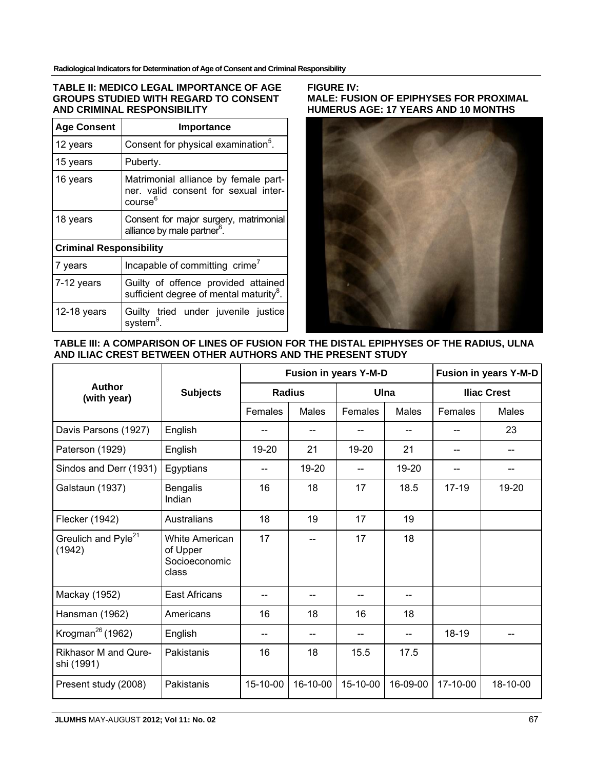**TABLE II: MEDICO LEGAL IMPORTANCE OF AGE GROUPS STUDIED WITH REGARD TO CONSENT AND CRIMINAL RESPONSIBILITY**

| Age Consent | Importance |
|---|---|
| 12 years | Consent for physical examination[5]. |
| 15 years | Puberty. |
| 16 years | Matrimonial alliance by female partner. valid consent for sexual intercourse[6] |
| 18 years | Consent for major surgery, matrimonial alliance by male partner[6]. |
| **Criminal Responsibility** | |
| 7 years | Incapable of committing crime[7] |
| 7-12 years | Guilty of offence provided attained sufficient degree of mental maturity[8]. |
| 12-18 years | Guilty tried under juvenile justice system[9]. |

**FIGURE IV:**
**MALE: FUSION OF EPIPHYSES FOR PROXIMAL HUMERUS AGE: 17 YEARS AND 10 MONTHS**

**TABLE III: A COMPARISON OF LINES OF FUSION FOR THE DISTAL EPIPHYSES OF THE RADIUS, ULNA AND ILIAC CREST BETWEEN OTHER AUTHORS AND THE PRESENT STUDY**

| Author (with year) | Subjects | Fusion in years Y-M-D | | | | Fusion in years Y-M-D | |
|---|---|---|---|---|---|---|---|
| | | Radius | | Ulna | | Iliac Crest | |
| | | Females | Males | Females | Males | Females | Males |
| Davis Parsons (1927) | English | -- | -- | -- | -- | -- | 23 |
| Paterson (1929) | English | 19-20 | 21 | 19-20 | 21 | -- | -- |
| Sindos and Derr (1931) | Egyptians | -- | 19-20 | -- | 19-20 | -- | -- |
| Galstaun (1937) | Bengalis Indian | 16 | 18 | 17 | 18.5 | 17-19 | 19-20 |
| Flecker (1942) | Australians | 18 | 19 | 17 | 19 | | |
| Greulich and Pyle[21] (1942) | White American of Upper Socioeconomic class | 17 | -- | 17 | 18 | | |
| Mackay (1952) | East Africans | -- | -- | -- | -- | | |
| Hansman (1962) | Americans | 16 | 18 | 16 | 18 | | |
| Krogman[26] (1962) | English | -- | -- | -- | -- | 18-19 | -- |
| Rikhasor M and Qureshi (1991) | Pakistanis | 16 | 18 | 15.5 | 17.5 | | |
| Present study (2008) | Pakistanis | 15-10-00 | 16-10-00 | 15-10-00 | 16-09-00 | 17-10-00 | 18-10-00 |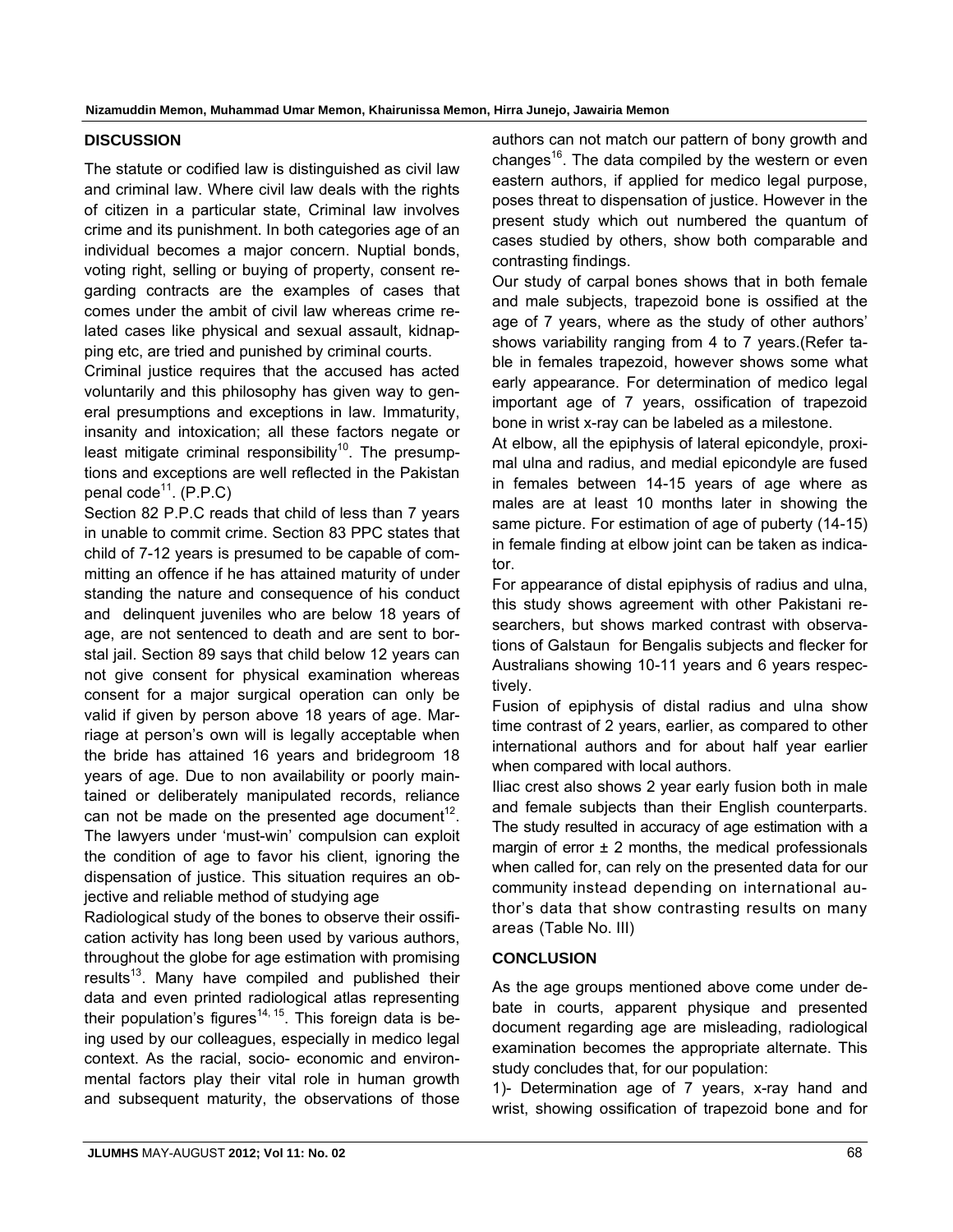## DISCUSSION

The statute or codified law is distinguished as civil law and criminal law. Where civil law deals with the rights of citizen in a particular state, Criminal law involves crime and its punishment. In both categories age of an individual becomes a major concern. Nuptial bonds, voting right, selling or buying of property, consent regarding contracts are the examples of cases that comes under the ambit of civil law whereas crime related cases like physical and sexual assault, kidnapping etc, are tried and punished by criminal courts.

Criminal justice requires that the accused has acted voluntarily and this philosophy has given way to general presumptions and exceptions in law. Immaturity, insanity and intoxication; all these factors negate or least mitigate criminal responsibility[10]. The presumptions and exceptions are well reflected in the Pakistan penal code[11]. (P.P.C)

Section 82 P.P.C reads that child of less than 7 years in unable to commit crime. Section 83 PPC states that child of 7-12 years is presumed to be capable of committing an offence if he has attained maturity of under standing the nature and consequence of his conduct and delinquent juveniles who are below 18 years of age, are not sentenced to death and are sent to borstal jail. Section 89 says that child below 12 years can not give consent for physical examination whereas consent for a major surgical operation can only be valid if given by person above 18 years of age. Marriage at person's own will is legally acceptable when the bride has attained 16 years and bridegroom 18 years of age. Due to non availability or poorly maintained or deliberately manipulated records, reliance can not be made on the presented age document[12]. The lawyers under 'must-win' compulsion can exploit the condition of age to favor his client, ignoring the dispensation of justice. This situation requires an objective and reliable method of studying age

Radiological study of the bones to observe their ossification activity has long been used by various authors, throughout the globe for age estimation with promising results[13]. Many have compiled and published their data and even printed radiological atlas representing their population's figures[14, 15]. This foreign data is being used by our colleagues, especially in medico legal context. As the racial, socio- economic and environmental factors play their vital role in human growth and subsequent maturity, the observations of those authors can not match our pattern of bony growth and changes[16]. The data compiled by the western or even eastern authors, if applied for medico legal purpose, poses threat to dispensation of justice. However in the present study which out numbered the quantum of cases studied by others, show both comparable and contrasting findings.

Our study of carpal bones shows that in both female and male subjects, trapezoid bone is ossified at the age of 7 years, where as the study of other authors' shows variability ranging from 4 to 7 years.(Refer table in females trapezoid, however shows some what early appearance. For determination of medico legal important age of 7 years, ossification of trapezoid bone in wrist x-ray can be labeled as a milestone.

At elbow, all the epiphysis of lateral epicondyle, proximal ulna and radius, and medial epicondyle are fused in females between 14-15 years of age where as males are at least 10 months later in showing the same picture. For estimation of age of puberty (14-15) in female finding at elbow joint can be taken as indicator.

For appearance of distal epiphysis of radius and ulna, this study shows agreement with other Pakistani researchers, but shows marked contrast with observations of Galstaun for Bengalis subjects and flecker for Australians showing 10-11 years and 6 years respectively.

Fusion of epiphysis of distal radius and ulna show time contrast of 2 years, earlier, as compared to other international authors and for about half year earlier when compared with local authors.

Iliac crest also shows 2 year early fusion both in male and female subjects than their English counterparts. The study resulted in accuracy of age estimation with a margin of error ± 2 months, the medical professionals when called for, can rely on the presented data for our community instead depending on international author's data that show contrasting results on many areas (Table No. III)

## CONCLUSION

As the age groups mentioned above come under debate in courts, apparent physique and presented document regarding age are misleading, radiological examination becomes the appropriate alternate. This study concludes that, for our population:

1)- Determination age of 7 years, x-ray hand and wrist, showing ossification of trapezoid bone and for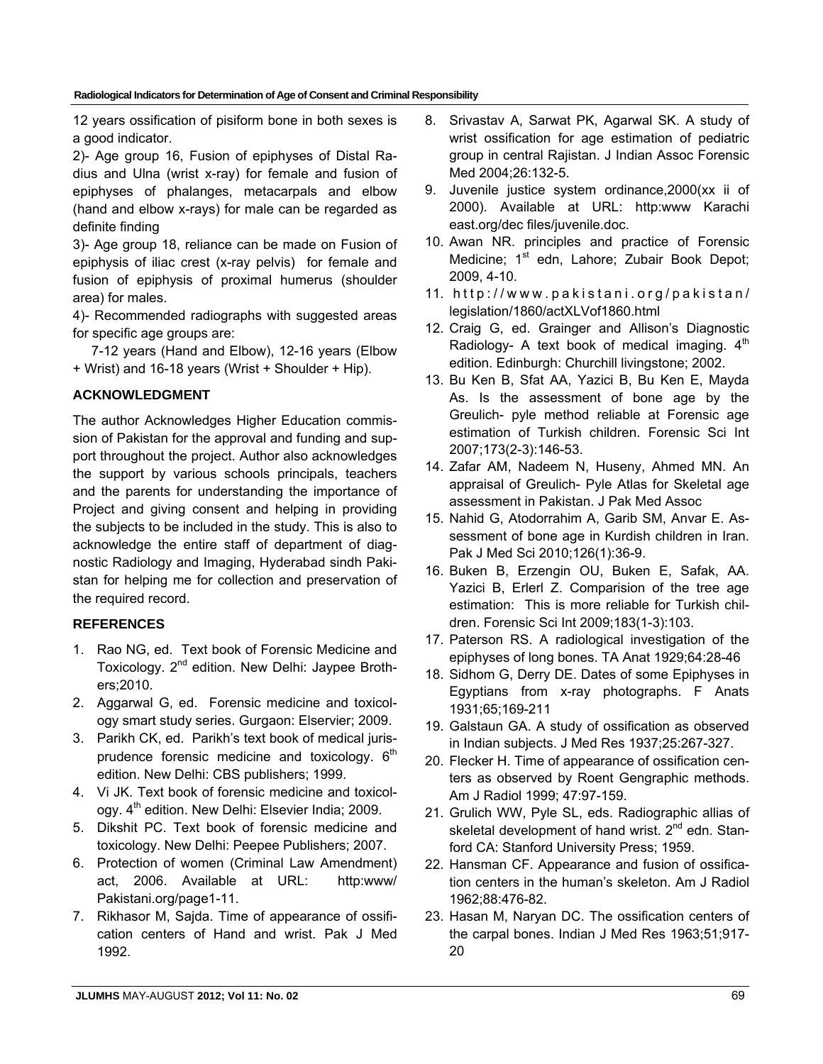12 years ossification of pisiform bone in both sexes is a good indicator.

2)- Age group 16, Fusion of epiphyses of Distal Radius and Ulna (wrist x-ray) for female and fusion of epiphyses of phalanges, metacarpals and elbow (hand and elbow x-rays) for male can be regarded as definite finding

3)- Age group 18, reliance can be made on Fusion of epiphysis of iliac crest (x-ray pelvis) for female and fusion of epiphysis of proximal humerus (shoulder area) for males.

4)- Recommended radiographs with suggested areas for specific age groups are:

7-12 years (Hand and Elbow), 12-16 years (Elbow + Wrist) and 16-18 years (Wrist + Shoulder + Hip).

## ACKNOWLEDGMENT

The author Acknowledges Higher Education commission of Pakistan for the approval and funding and support throughout the project. Author also acknowledges the support by various schools principals, teachers and the parents for understanding the importance of Project and giving consent and helping in providing the subjects to be included in the study. This is also to acknowledge the entire staff of department of diagnostic Radiology and Imaging, Hyderabad sindh Pakistan for helping me for collection and preservation of the required record.

## REFERENCES

1. Rao NG, ed. Text book of Forensic Medicine and Toxicology. 2nd edition. New Delhi: Jaypee Brothers;2010.
2. Aggarwal G, ed. Forensic medicine and toxicology smart study series. Gurgaon: Elservier; 2009.
3. Parikh CK, ed. Parikh's text book of medical jurisprudence forensic medicine and toxicology. 6th edition. New Delhi: CBS publishers; 1999.
4. Vi JK. Text book of forensic medicine and toxicology. 4th edition. New Delhi: Elsevier India; 2009.
5. Dikshit PC. Text book of forensic medicine and toxicology. New Delhi: Peepee Publishers; 2007.
6. Protection of women (Criminal Law Amendment) act, 2006. Available at URL: http:www/ Pakistani.org/page1-11.
7. Rikhasor M, Sajda. Time of appearance of ossification centers of Hand and wrist. Pak J Med 1992.
8. Srivastav A, Sarwat PK, Agarwal SK. A study of wrist ossification for age estimation of pediatric group in central Rajistan. J Indian Assoc Forensic Med 2004;26:132-5.
9. Juvenile justice system ordinance,2000(xx ii of 2000). Available at URL: http:www Karachi east.org/dec files/juvenile.doc.
10. Awan NR. principles and practice of Forensic Medicine; 1st edn, Lahore; Zubair Book Depot; 2009, 4-10.
11. http://www.pakistani.org/pakistan/legislation/1860/actXLVof1860.html
12. Craig G, ed. Grainger and Allison's Diagnostic Radiology- A text book of medical imaging. 4th edition. Edinburgh: Churchill livingstone; 2002.
13. Bu Ken B, Sfat AA, Yazici B, Bu Ken E, Mayda As. Is the assessment of bone age by the Greulich- pyle method reliable at Forensic age estimation of Turkish children. Forensic Sci Int 2007;173(2-3):146-53.
14. Zafar AM, Nadeem N, Huseny, Ahmed MN. An appraisal of Greulich- Pyle Atlas for Skeletal age assessment in Pakistan. J Pak Med Assoc
15. Nahid G, Atodorrahim A, Garib SM, Anvar E. Assessment of bone age in Kurdish children in Iran. Pak J Med Sci 2010;126(1):36-9.
16. Buken B, Erzengin OU, Buken E, Safak, AA. Yazici B, Erlerl Z. Comparision of the tree age estimation: This is more reliable for Turkish children. Forensic Sci Int 2009;183(1-3):103.
17. Paterson RS. A radiological investigation of the epiphyses of long bones. TA Anat 1929;64:28-46
18. Sidhom G, Derry DE. Dates of some Epiphyses in Egyptians from x-ray photographs. F Anats 1931;65;169-211
19. Galstaun GA. A study of ossification as observed in Indian subjects. J Med Res 1937;25:267-327.
20. Flecker H. Time of appearance of ossification centers as observed by Roent Gengraphic methods. Am J Radiol 1999; 47:97-159.
21. Grulich WW, Pyle SL, eds. Radiographic allias of skeletal development of hand wrist. 2nd edn. Stanford CA: Stanford University Press; 1959.
22. Hansman CF. Appearance and fusion of ossification centers in the human's skeleton. Am J Radiol 1962;88:476-82.
23. Hasan M, Naryan DC. The ossification centers of the carpal bones. Indian J Med Res 1963;51;917-20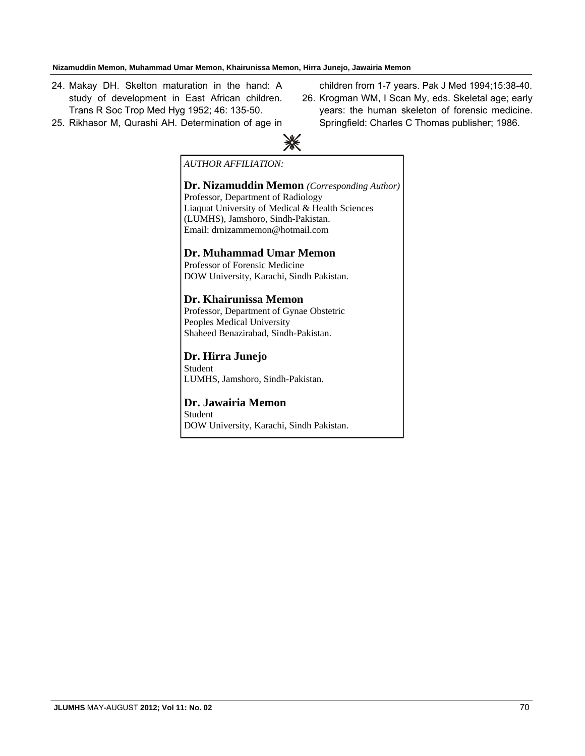24. Makay DH. Skelton maturation in the hand: A study of development in East African children. Trans R Soc Trop Med Hyg 1952; 46: 135-50.
25. Rikhasor M, Qurashi AH. Determination of age in children from 1-7 years. Pak J Med 1994;15:38-40.
26. Krogman WM, I Scan My, eds. Skeletal age; early years: the human skeleton of forensic medicine. Springfield: Charles C Thomas publisher; 1986.

*AUTHOR AFFILIATION:*

**Dr. Nizamuddin Memon** *(Corresponding Author)*
Professor, Department of Radiology
Liaquat University of Medical & Health Sciences (LUMHS), Jamshoro, Sindh-Pakistan.
Email: drnizammemon@hotmail.com

**Dr. Muhammad Umar Memon**
Professor of Forensic Medicine
DOW University, Karachi, Sindh Pakistan.

**Dr. Khairunissa Memon**
Professor, Department of Gynae Obstetric
Peoples Medical University
Shaheed Benazirabad, Sindh-Pakistan.

**Dr. Hirra Junejo**
Student
LUMHS, Jamshoro, Sindh-Pakistan.

**Dr. Jawairia Memon**
Student
DOW University, Karachi, Sindh Pakistan.